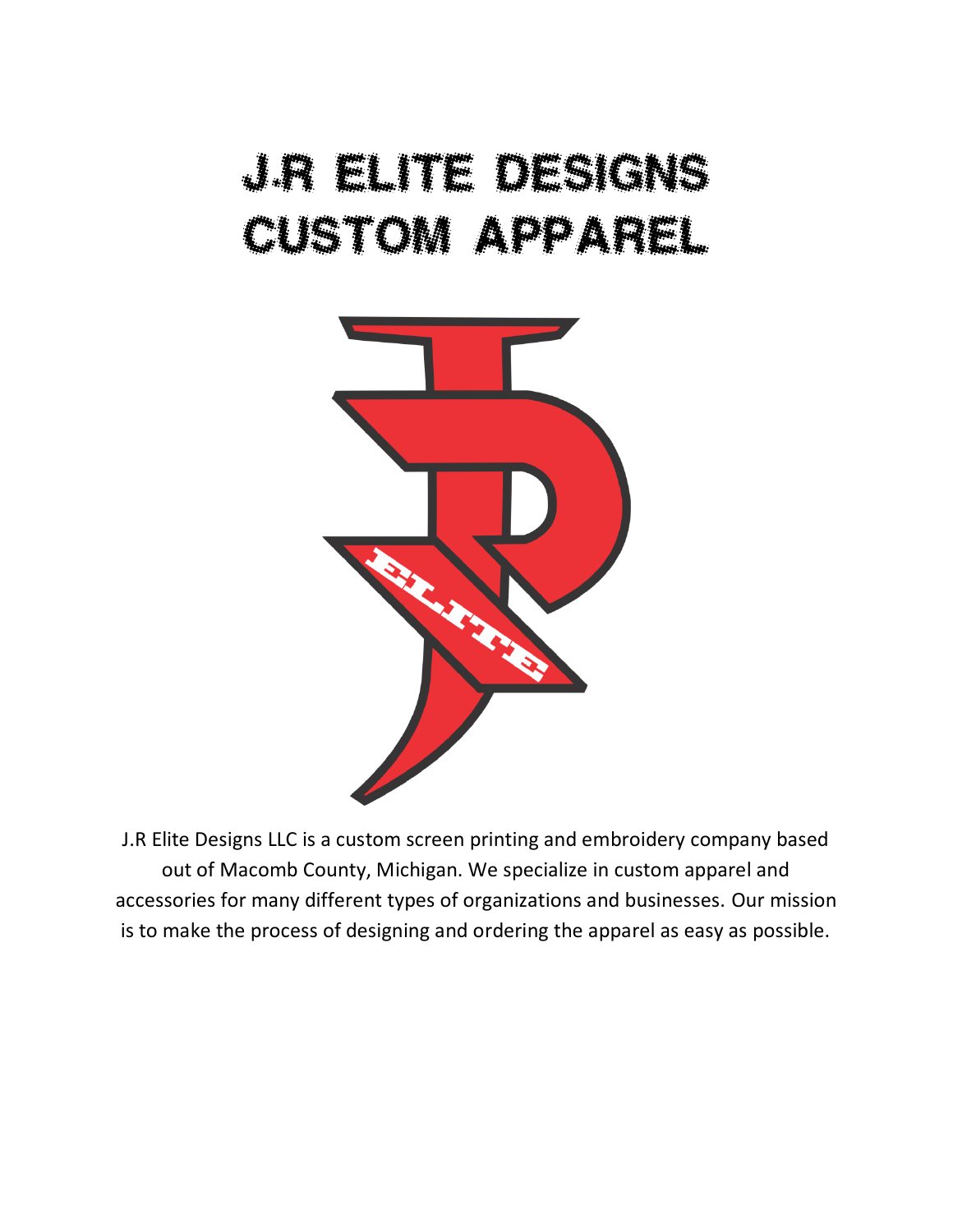# J.R ELITE DESIGNS CUSTOM APPAREL

J.R Elite Designs LLC is a custom screen printing and embroidery company based out of Macomb County, Michigan. We specialize in custom apparel and accessories for many different types of organizations and businesses. Our mission is to make the process of designing and ordering the apparel as easy as possible.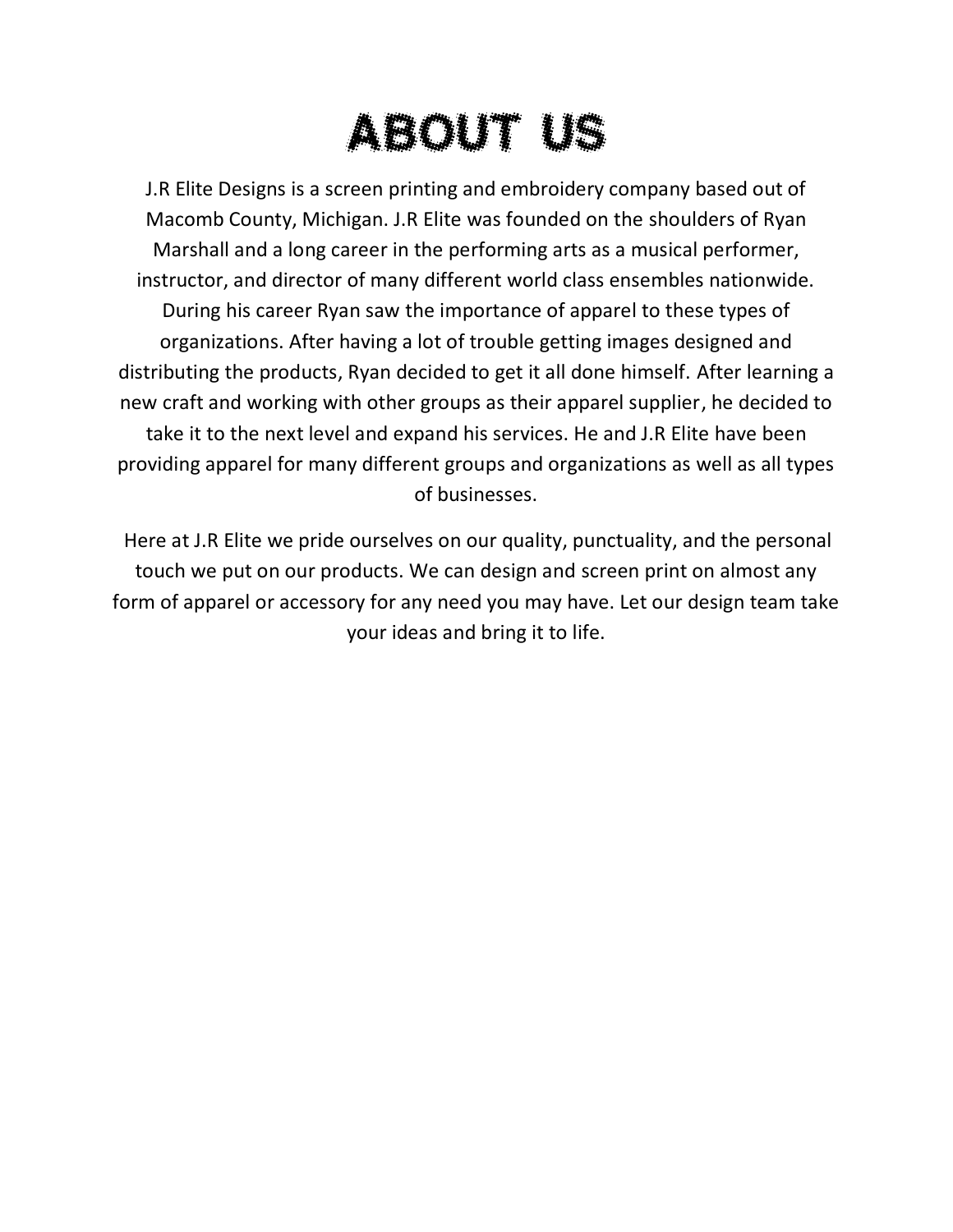# ABOUT US

J.R Elite Designs is a screen printing and embroidery company based out of Macomb County, Michigan. J.R Elite was founded on the shoulders of Ryan Marshall and a long career in the performing arts as a musical performer, instructor, and director of many different world class ensembles nationwide. During his career Ryan saw the importance of apparel to these types of organizations. After having a lot of trouble getting images designed and distributing the products, Ryan decided to get it all done himself. After learning a new craft and working with other groups as their apparel supplier, he decided to take it to the next level and expand his services. He and J.R Elite have been providing apparel for many different groups and organizations as well as all types of businesses.

Here at J.R Elite we pride ourselves on our quality, punctuality, and the personal touch we put on our products. We can design and screen print on almost any form of apparel or accessory for any need you may have. Let our design team take your ideas and bring it to life.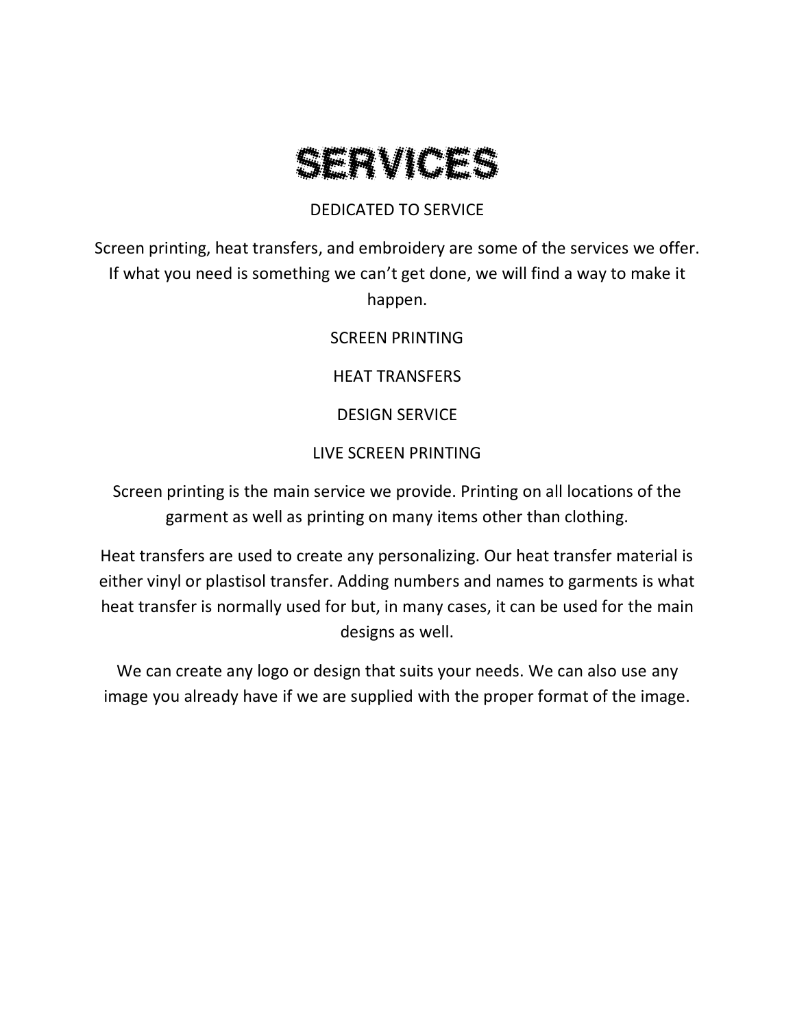# SERVICES

DEDICATED TO SERVICE

Screen printing, heat transfers, and embroidery are some of the services we offer. If what you need is something we can't get done, we will find a way to make it happen.

SCREEN PRINTING

HEAT TRANSFERS

DESIGN SERVICE

LIVE SCREEN PRINTING

Screen printing is the main service we provide. Printing on all locations of the garment as well as printing on many items other than clothing.

Heat transfers are used to create any personalizing. Our heat transfer material is either vinyl or plastisol transfer. Adding numbers and names to garments is what heat transfer is normally used for but, in many cases, it can be used for the main designs as well.

We can create any logo or design that suits your needs. We can also use any image you already have if we are supplied with the proper format of the image.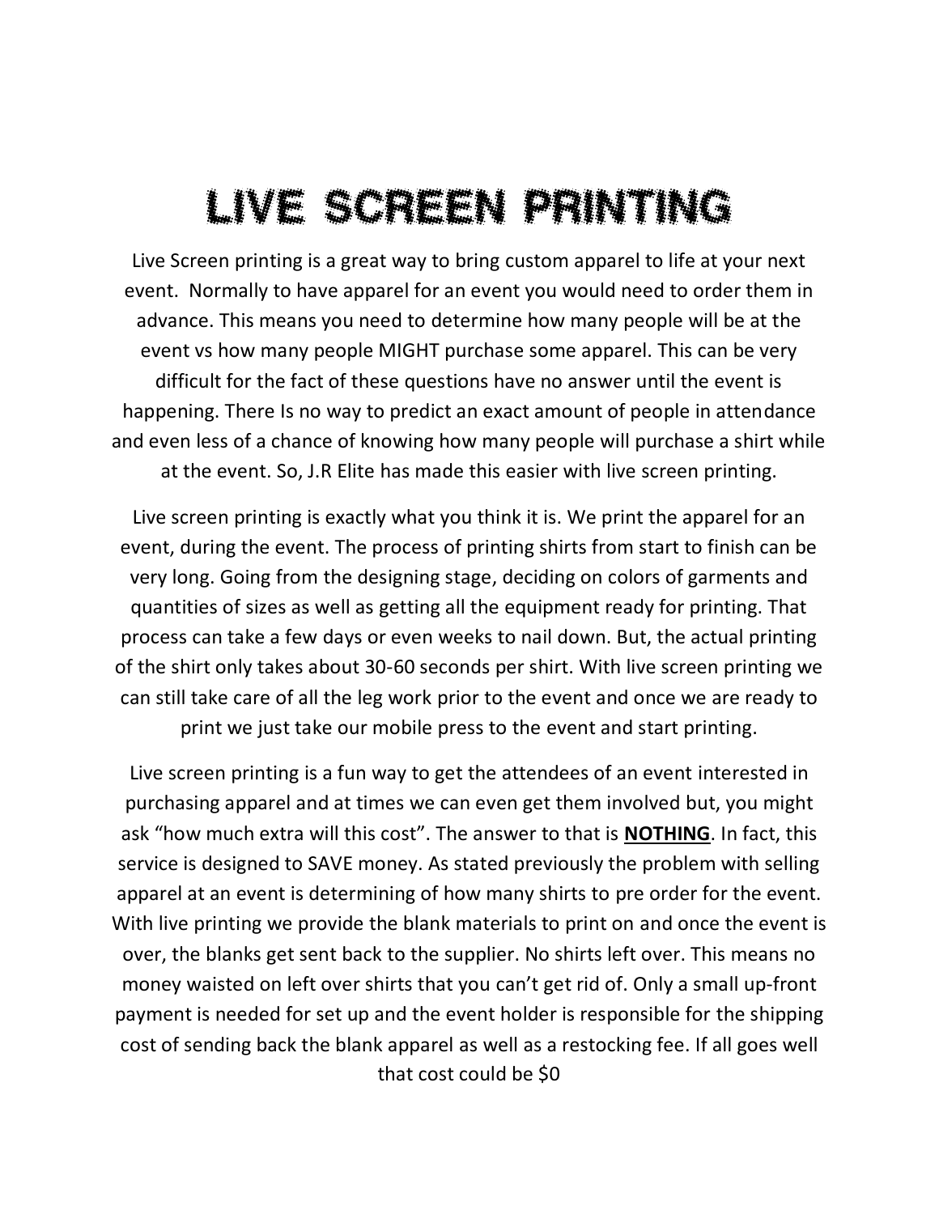# LIVE SCREEN PRINTING

Live Screen printing is a great way to bring custom apparel to life at your next event. Normally to have apparel for an event you would need to order them in advance. This means you need to determine how many people will be at the event vs how many people MIGHT purchase some apparel. This can be very difficult for the fact of these questions have no answer until the event is happening. There Is no way to predict an exact amount of people in attendance and even less of a chance of knowing how many people will purchase a shirt while at the event. So, J.R Elite has made this easier with live screen printing.

Live screen printing is exactly what you think it is. We print the apparel for an event, during the event. The process of printing shirts from start to finish can be very long. Going from the designing stage, deciding on colors of garments and quantities of sizes as well as getting all the equipment ready for printing. That process can take a few days or even weeks to nail down. But, the actual printing of the shirt only takes about 30-60 seconds per shirt. With live screen printing we can still take care of all the leg work prior to the event and once we are ready to print we just take our mobile press to the event and start printing.

Live screen printing is a fun way to get the attendees of an event interested in purchasing apparel and at times we can even get them involved but, you might ask "how much extra will this cost". The answer to that is **NOTHING**. In fact, this service is designed to SAVE money. As stated previously the problem with selling apparel at an event is determining of how many shirts to pre order for the event. With live printing we provide the blank materials to print on and once the event is over, the blanks get sent back to the supplier. No shirts left over. This means no money waisted on left over shirts that you can't get rid of. Only a small up-front payment is needed for set up and the event holder is responsible for the shipping cost of sending back the blank apparel as well as a restocking fee. If all goes well that cost could be $0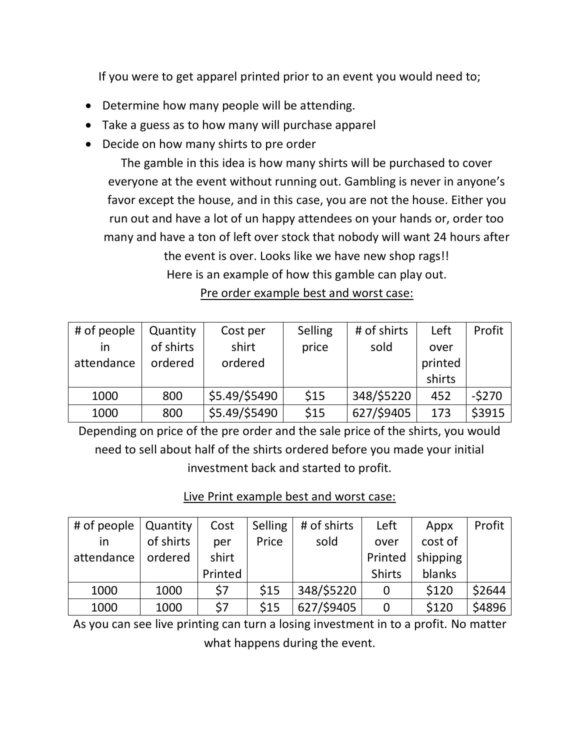If you were to get apparel printed prior to an event you would need to;

- Determine how many people will be attending.
- Take a guess as to how many will purchase apparel
- Decide on how many shirts to pre order

The gamble in this idea is how many shirts will be purchased to cover everyone at the event without running out. Gambling is never in anyone's favor except the house, and in this case, you are not the house. Either you run out and have a lot of un happy attendees on your hands or, order too many and have a ton of left over stock that nobody will want 24 hours after the event is over. Looks like we have new shop rags!!

Here is an example of how this gamble can play out.

<u>Pre order example best and worst case:</u>

| # of people in attendance | Quantity of shirts ordered | Cost per shirt ordered | Selling price | # of shirts sold | Left over printed shirts | Profit |
|---|---|---|---|---|---|---|
| 1000 | 800 | $5.49/$5490 | $15 | 348/$5220 | 452 | -$270 |
| 1000 | 800 | $5.49/$5490 | $15 | 627/$9405 | 173 | $3915 |

Depending on price of the pre order and the sale price of the shirts, you would need to sell about half of the shirts ordered before you made your initial investment back and started to profit.

<u>Live Print example best and worst case:</u>

| # of people in attendance | Quantity of shirts ordered | Cost per shirt Printed | Selling Price | # of shirts sold | Left over Printed Shirts | Appx cost of shipping blanks | Profit |
|---|---|---|---|---|---|---|---|
| 1000 | 1000 | $7 | $15 | 348/$5220 | 0 | $120 | $2644 |
| 1000 | 1000 | $7 | $15 | 627/$9405 | 0 | $120 | $4896 |

As you can see live printing can turn a losing investment in to a profit. No matter what happens during the event.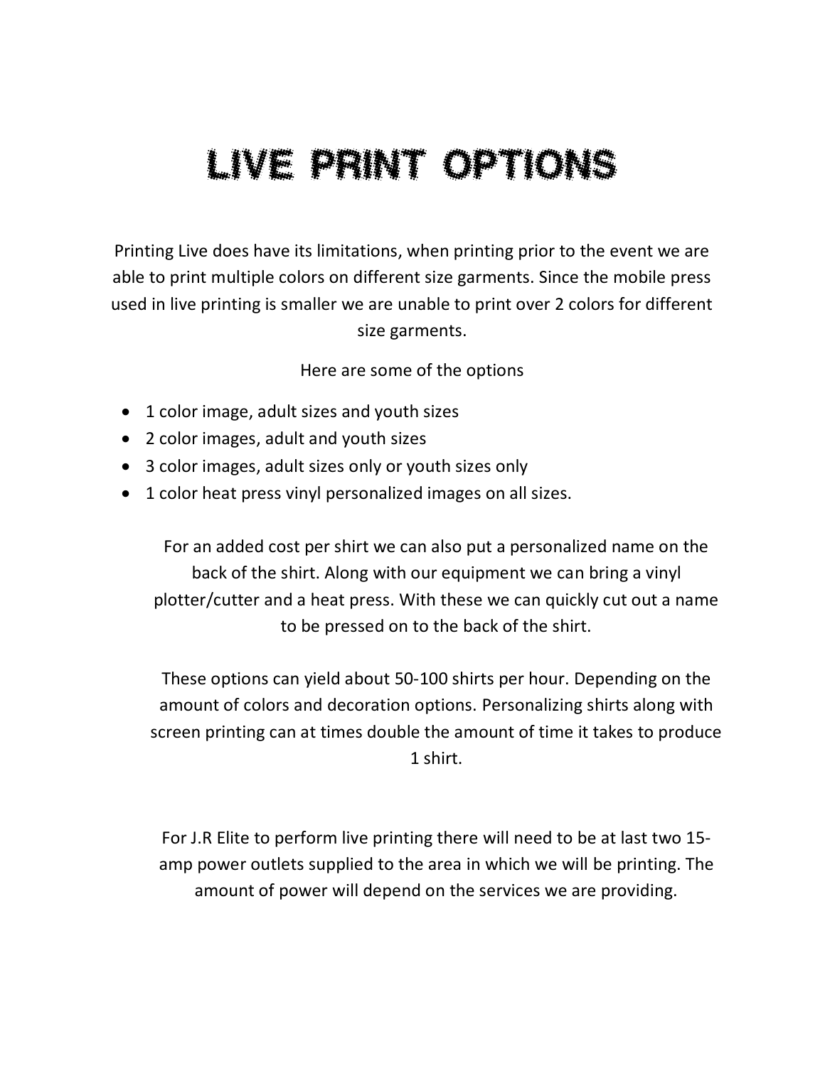# LIVE PRINT OPTIONS

Printing Live does have its limitations, when printing prior to the event we are able to print multiple colors on different size garments. Since the mobile press used in live printing is smaller we are unable to print over 2 colors for different size garments.

Here are some of the options

- 1 color image, adult sizes and youth sizes
- 2 color images, adult and youth sizes
- 3 color images, adult sizes only or youth sizes only
- 1 color heat press vinyl personalized images on all sizes.

For an added cost per shirt we can also put a personalized name on the back of the shirt. Along with our equipment we can bring a vinyl plotter/cutter and a heat press. With these we can quickly cut out a name to be pressed on to the back of the shirt.

These options can yield about 50-100 shirts per hour. Depending on the amount of colors and decoration options. Personalizing shirts along with screen printing can at times double the amount of time it takes to produce 1 shirt.

For J.R Elite to perform live printing there will need to be at last two 15-amp power outlets supplied to the area in which we will be printing. The amount of power will depend on the services we are providing.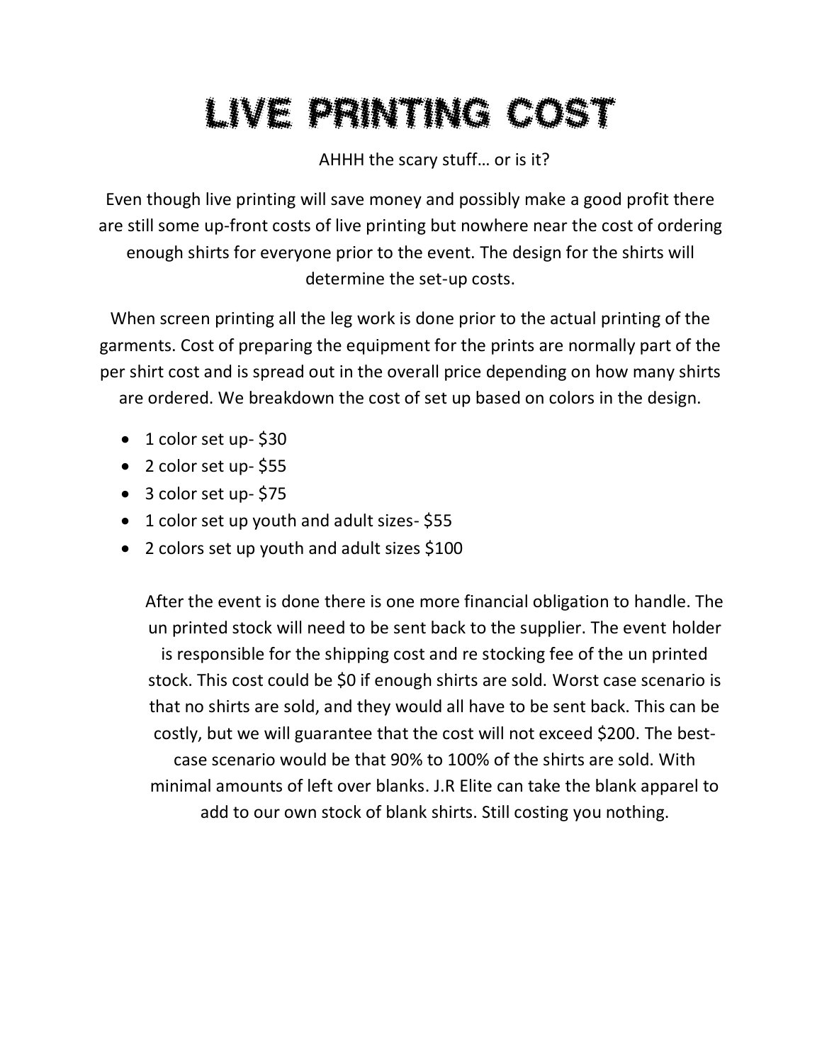# LIVE PRINTING COST

AHHH the scary stuff… or is it?

Even though live printing will save money and possibly make a good profit there are still some up-front costs of live printing but nowhere near the cost of ordering enough shirts for everyone prior to the event. The design for the shirts will determine the set-up costs.

When screen printing all the leg work is done prior to the actual printing of the garments. Cost of preparing the equipment for the prints are normally part of the per shirt cost and is spread out in the overall price depending on how many shirts are ordered. We breakdown the cost of set up based on colors in the design.

- 1 color set up- $30
- 2 color set up- $55
- 3 color set up- $75
- 1 color set up youth and adult sizes- $55
- 2 colors set up youth and adult sizes $100

After the event is done there is one more financial obligation to handle. The un printed stock will need to be sent back to the supplier. The event holder is responsible for the shipping cost and re stocking fee of the un printed stock. This cost could be $0 if enough shirts are sold. Worst case scenario is that no shirts are sold, and they would all have to be sent back. This can be costly, but we will guarantee that the cost will not exceed $200. The best-case scenario would be that 90% to 100% of the shirts are sold. With minimal amounts of left over blanks. J.R Elite can take the blank apparel to add to our own stock of blank shirts. Still costing you nothing.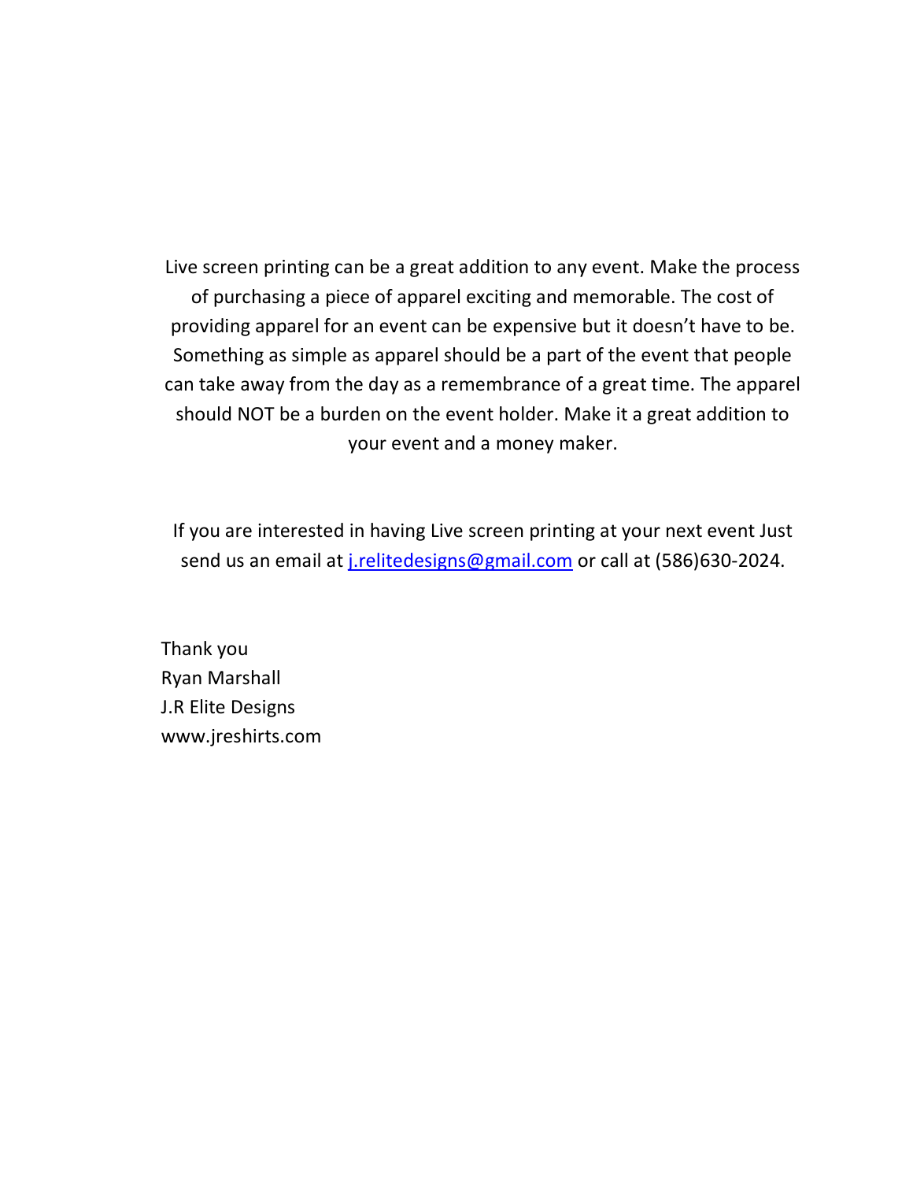Live screen printing can be a great addition to any event. Make the process of purchasing a piece of apparel exciting and memorable. The cost of providing apparel for an event can be expensive but it doesn't have to be. Something as simple as apparel should be a part of the event that people can take away from the day as a remembrance of a great time. The apparel should NOT be a burden on the event holder. Make it a great addition to your event and a money maker.

If you are interested in having Live screen printing at your next event Just send us an email at j.relitedesigns@gmail.com or call at (586)630-2024.

Thank you  
Ryan Marshall  
J.R Elite Designs  
www.jreshirts.com